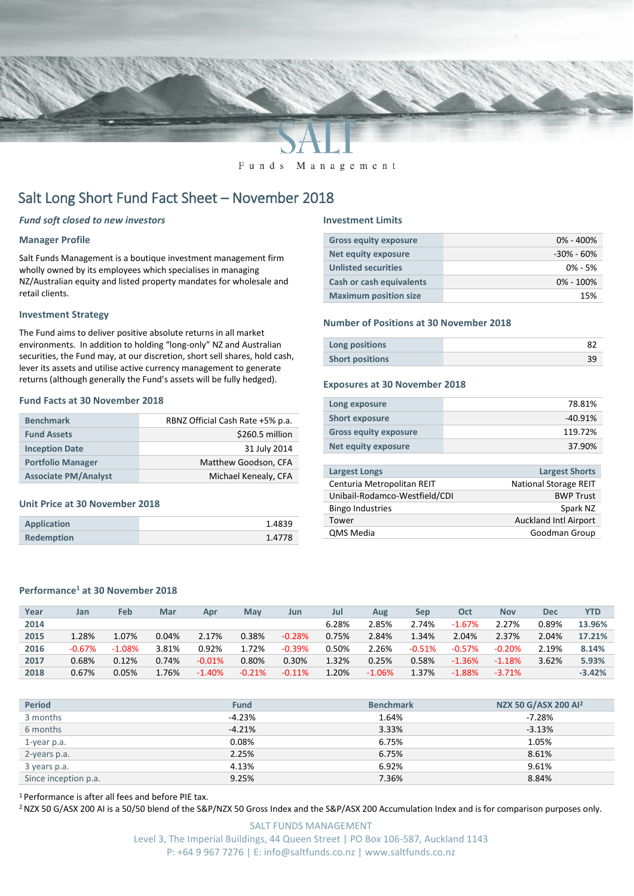SALT

Funds Management

# Salt Long Short Fund Fact Sheet – November 2018

*Fund soft closed to new investors*

### Manager Profile

Salt Funds Management is a boutique investment management firm wholly owned by its employees which specialises in managing NZ/Australian equity and listed property mandates for wholesale and retail clients.

### Investment Strategy

The Fund aims to deliver positive absolute returns in all market environments. In addition to holding "long-only" NZ and Australian securities, the Fund may, at our discretion, short sell shares, hold cash, lever its assets and utilise active currency management to generate returns (although generally the Fund's assets will be fully hedged).

### Fund Facts at 30 November 2018

| | |
|---|---|
| Benchmark | RBNZ Official Cash Rate +5% p.a. |
| Fund Assets | $260.5 million |
| Inception Date | 31 July 2014 |
| Portfolio Manager | Matthew Goodson, CFA |
| Associate PM/Analyst | Michael Kenealy, CFA |

### Unit Price at 30 November 2018

| | |
|---|---|
| Application | 1.4839 |
| Redemption | 1.4778 |

### Investment Limits

| | |
|---|---|
| Gross equity exposure | 0% - 400% |
| Net equity exposure | -30% - 60% |
| Unlisted securities | 0% - 5% |
| Cash or cash equivalents | 0% - 100% |
| Maximum position size | 15% |

### Number of Positions at 30 November 2018

| | |
|---|---|
| Long positions | 82 |
| Short positions | 39 |

### Exposures at 30 November 2018

| | |
|---|---|
| Long exposure | 78.81% |
| Short exposure | -40.91% |
| Gross equity exposure | 119.72% |
| Net equity exposure | 37.90% |

| Largest Longs | Largest Shorts |
|---|---|
| Centuria Metropolitan REIT | National Storage REIT |
| Unibail-Rodamco-Westfield/CDI | BWP Trust |
| Bingo Industries | Spark NZ |
| Tower | Auckland Intl Airport |
| QMS Media | Goodman Group |

### Performance[1] at 30 November 2018

| Year | Jan | Feb | Mar | Apr | May | Jun | Jul | Aug | Sep | Oct | Nov | Dec | YTD |
|---|---|---|---|---|---|---|---|---|---|---|---|---|---|
| 2014 | | | | | | | 6.28% | 2.85% | 2.74% | -1.67% | 2.27% | 0.89% | 13.96% |
| 2015 | 1.28% | 1.07% | 0.04% | 2.17% | 0.38% | -0.28% | 0.75% | 2.84% | 1.34% | 2.04% | 2.37% | 2.04% | 17.21% |
| 2016 | -0.67% | -1.08% | 3.81% | 0.92% | 1.72% | -0.39% | 0.50% | 2.26% | -0.51% | -0.57% | -0.20% | 2.19% | 8.14% |
| 2017 | 0.68% | 0.12% | 0.74% | -0.01% | 0.80% | 0.30% | 1.32% | 0.25% | 0.58% | -1.36% | -1.18% | 3.62% | 5.93% |
| 2018 | 0.67% | 0.05% | 1.76% | -1.40% | -0.21% | -0.11% | 1.20% | -1.06% | 1.37% | -1.88% | -3.71% | | -3.42% |

| Period | Fund | Benchmark | NZX 50 G/ASX 200 AI[2] |
|---|---|---|---|
| 3 months | -4.23% | 1.64% | -7.28% |
| 6 months | -4.21% | 3.33% | -3.13% |
| 1-year p.a. | 0.08% | 6.75% | 1.05% |
| 2-years p.a. | 2.25% | 6.75% | 8.61% |
| 3 years p.a. | 4.13% | 6.92% | 9.61% |
| Since inception p.a. | 9.25% | 7.36% | 8.84% |

[1] Performance is after all fees and before PIE tax.

[2] NZX 50 G/ASX 200 AI is a 50/50 blend of the S&P/NZX 50 Gross Index and the S&P/ASX 200 Accumulation Index and is for comparison purposes only.

SALT FUNDS MANAGEMENT
Level 3, The Imperial Buildings, 44 Queen Street | PO Box 106-587, Auckland 1143
P: +64 9 967 7276 | E: info@saltfunds.co.nz | www.saltfunds.co.nz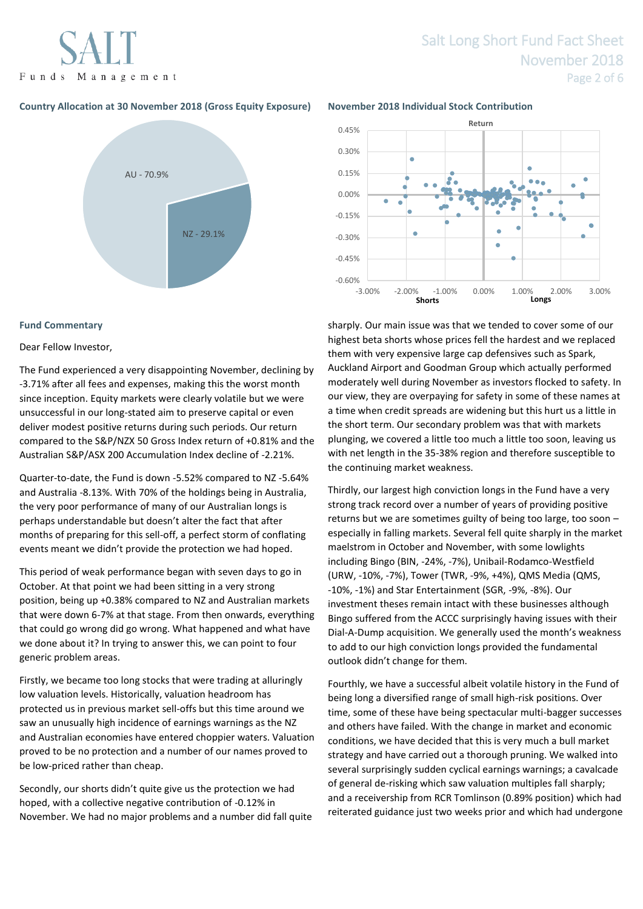### Country Allocation at 30 November 2018 (Gross Equity Exposure)

AU - 70.9%

NZ - 29.1%

### November 2018 Individual Stock Contribution

Return

0.45%
0.30%
0.15%
0.00%
-0.15%
-0.30%
-0.45%
-0.60%

-3.00% -2.00% -1.00% 0.00% 1.00% 2.00% 3.00%

Shorts

Longs

### Fund Commentary

Dear Fellow Investor,

The Fund experienced a very disappointing November, declining by -3.71% after all fees and expenses, making this the worst month since inception. Equity markets were clearly volatile but we were unsuccessful in our long-stated aim to preserve capital or even deliver modest positive returns during such periods. Our return compared to the S&P/NZX 50 Gross Index return of +0.81% and the Australian S&P/ASX 200 Accumulation Index decline of -2.21%.

Quarter-to-date, the Fund is down -5.52% compared to NZ -5.64% and Australia -8.13%. With 70% of the holdings being in Australia, the very poor performance of many of our Australian longs is perhaps understandable but doesn't alter the fact that after months of preparing for this sell-off, a perfect storm of conflating events meant we didn't provide the protection we had hoped.

This period of weak performance began with seven days to go in October. At that point we had been sitting in a very strong position, being up +0.38% compared to NZ and Australian markets that were down 6-7% at that stage. From then onwards, everything that could go wrong did go wrong. What happened and what have we done about it? In trying to answer this, we can point to four generic problem areas.

Firstly, we became too long stocks that were trading at alluringly low valuation levels. Historically, valuation headroom has protected us in previous market sell-offs but this time around we saw an unusually high incidence of earnings warnings as the NZ and Australian economies have entered choppier waters. Valuation proved to be no protection and a number of our names proved to be low-priced rather than cheap.

Secondly, our shorts didn't quite give us the protection we had hoped, with a collective negative contribution of -0.12% in November. We had no major problems and a number did fall quite sharply. Our main issue was that we tended to cover some of our highest beta shorts whose prices fell the hardest and we replaced them with very expensive large cap defensives such as Spark, Auckland Airport and Goodman Group which actually performed moderately well during November as investors flocked to safety. In our view, they are overpaying for safety in some of these names at a time when credit spreads are widening but this hurt us a little in the short term. Our secondary problem was that with markets plunging, we covered a little too much a little too soon, leaving us with net length in the 35-38% region and therefore susceptible to the continuing market weakness.

Thirdly, our largest high conviction longs in the Fund have a very strong track record over a number of years of providing positive returns but we are sometimes guilty of being too large, too soon – especially in falling markets. Several fell quite sharply in the market maelstrom in October and November, with some lowlights including Bingo (BIN, -24%, -7%), Unibail-Rodamco-Westfield (URW, -10%, -7%), Tower (TWR, -9%, +4%), QMS Media (QMS, -10%, -1%) and Star Entertainment (SGR, -9%, -8%). Our investment theses remain intact with these businesses although Bingo suffered from the ACCC surprisingly having issues with their Dial-A-Dump acquisition. We generally used the month's weakness to add to our high conviction longs provided the fundamental outlook didn't change for them.

Fourthly, we have a successful albeit volatile history in the Fund of being long a diversified range of small high-risk positions. Over time, some of these have being spectacular multi-bagger successes and others have failed. With the change in market and economic conditions, we have decided that this is very much a bull market strategy and have carried out a thorough pruning. We walked into several surprisingly sudden cyclical earnings warnings; a cavalcade of general de-risking which saw valuation multiples fall sharply; and a receivership from RCR Tomlinson (0.89% position) which had reiterated guidance just two weeks prior and which had undergone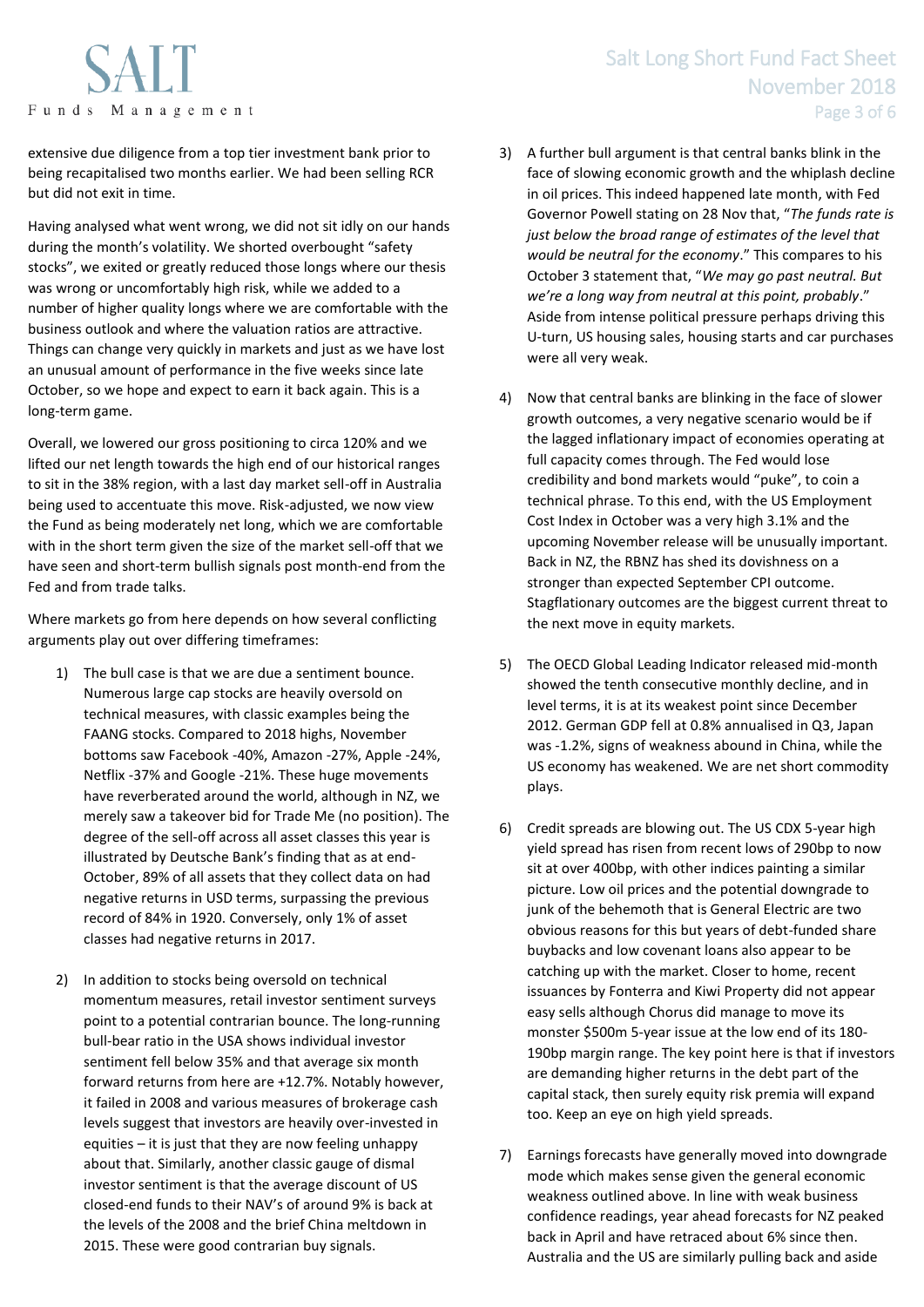extensive due diligence from a top tier investment bank prior to being recapitalised two months earlier. We had been selling RCR but did not exit in time.

Having analysed what went wrong, we did not sit idly on our hands during the month's volatility. We shorted overbought "safety stocks", we exited or greatly reduced those longs where our thesis was wrong or uncomfortably high risk, while we added to a number of higher quality longs where we are comfortable with the business outlook and where the valuation ratios are attractive. Things can change very quickly in markets and just as we have lost an unusual amount of performance in the five weeks since late October, so we hope and expect to earn it back again. This is a long-term game.

Overall, we lowered our gross positioning to circa 120% and we lifted our net length towards the high end of our historical ranges to sit in the 38% region, with a last day market sell-off in Australia being used to accentuate this move. Risk-adjusted, we now view the Fund as being moderately net long, which we are comfortable with in the short term given the size of the market sell-off that we have seen and short-term bullish signals post month-end from the Fed and from trade talks.

Where markets go from here depends on how several conflicting arguments play out over differing timeframes:

1) The bull case is that we are due a sentiment bounce. Numerous large cap stocks are heavily oversold on technical measures, with classic examples being the FAANG stocks. Compared to 2018 highs, November bottoms saw Facebook -40%, Amazon -27%, Apple -24%, Netflix -37% and Google -21%. These huge movements have reverberated around the world, although in NZ, we merely saw a takeover bid for Trade Me (no position). The degree of the sell-off across all asset classes this year is illustrated by Deutsche Bank's finding that as at end-October, 89% of all assets that they collect data on had negative returns in USD terms, surpassing the previous record of 84% in 1920. Conversely, only 1% of asset classes had negative returns in 2017.

2) In addition to stocks being oversold on technical momentum measures, retail investor sentiment surveys point to a potential contrarian bounce. The long-running bull-bear ratio in the USA shows individual investor sentiment fell below 35% and that average six month forward returns from here are +12.7%. Notably however, it failed in 2008 and various measures of brokerage cash levels suggest that investors are heavily over-invested in equities – it is just that they are now feeling unhappy about that. Similarly, another classic gauge of dismal investor sentiment is that the average discount of US closed-end funds to their NAV's of around 9% is back at the levels of the 2008 and the brief China meltdown in 2015. These were good contrarian buy signals.

3) A further bull argument is that central banks blink in the face of slowing economic growth and the whiplash decline in oil prices. This indeed happened late month, with Fed Governor Powell stating on 28 Nov that, "*The funds rate is just below the broad range of estimates of the level that would be neutral for the economy*." This compares to his October 3 statement that, "*We may go past neutral. But we're a long way from neutral at this point, probably*." Aside from intense political pressure perhaps driving this U-turn, US housing sales, housing starts and car purchases were all very weak.

4) Now that central banks are blinking in the face of slower growth outcomes, a very negative scenario would be if the lagged inflationary impact of economies operating at full capacity comes through. The Fed would lose credibility and bond markets would "puke", to coin a technical phrase. To this end, with the US Employment Cost Index in October was a very high 3.1% and the upcoming November release will be unusually important. Back in NZ, the RBNZ has shed its dovishness on a stronger than expected September CPI outcome. Stagflationary outcomes are the biggest current threat to the next move in equity markets.

5) The OECD Global Leading Indicator released mid-month showed the tenth consecutive monthly decline, and in level terms, it is at its weakest point since December 2012. German GDP fell at 0.8% annualised in Q3, Japan was -1.2%, signs of weakness abound in China, while the US economy has weakened. We are net short commodity plays.

6) Credit spreads are blowing out. The US CDX 5-year high yield spread has risen from recent lows of 290bp to now sit at over 400bp, with other indices painting a similar picture. Low oil prices and the potential downgrade to junk of the behemoth that is General Electric are two obvious reasons for this but years of debt-funded share buybacks and low covenant loans also appear to be catching up with the market. Closer to home, recent issuances by Fonterra and Kiwi Property did not appear easy sells although Chorus did manage to move its monster $500m 5-year issue at the low end of its 180-190bp margin range. The key point here is that if investors are demanding higher returns in the debt part of the capital stack, then surely equity risk premia will expand too. Keep an eye on high yield spreads.

7) Earnings forecasts have generally moved into downgrade mode which makes sense given the general economic weakness outlined above. In line with weak business confidence readings, year ahead forecasts for NZ peaked back in April and have retraced about 6% since then. Australia and the US are similarly pulling back and aside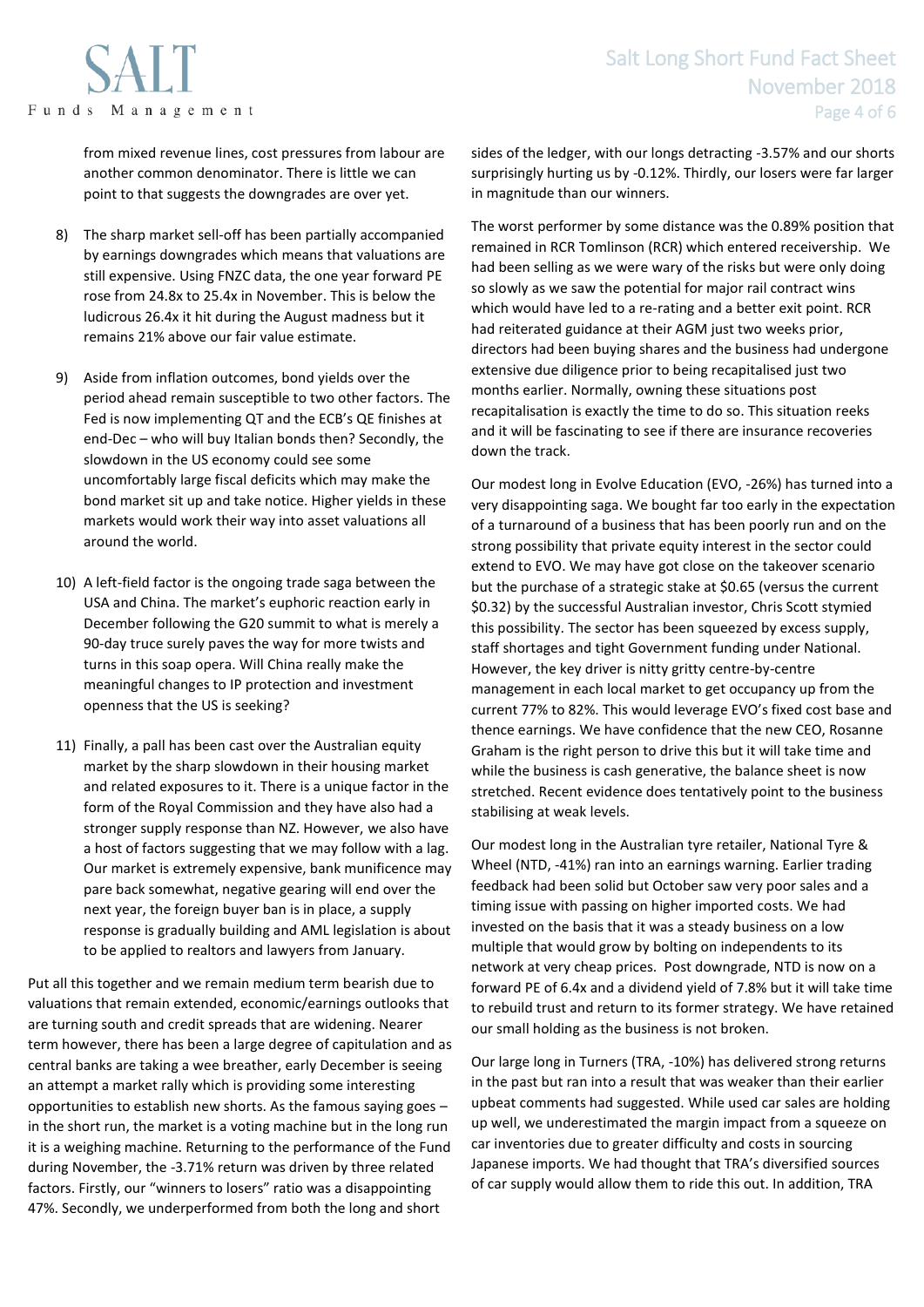from mixed revenue lines, cost pressures from labour are another common denominator. There is little we can point to that suggests the downgrades are over yet.

8) The sharp market sell-off has been partially accompanied by earnings downgrades which means that valuations are still expensive. Using FNZC data, the one year forward PE rose from 24.8x to 25.4x in November. This is below the ludicrous 26.4x it hit during the August madness but it remains 21% above our fair value estimate.

9) Aside from inflation outcomes, bond yields over the period ahead remain susceptible to two other factors. The Fed is now implementing QT and the ECB's QE finishes at end-Dec – who will buy Italian bonds then? Secondly, the slowdown in the US economy could see some uncomfortably large fiscal deficits which may make the bond market sit up and take notice. Higher yields in these markets would work their way into asset valuations all around the world.

10) A left-field factor is the ongoing trade saga between the USA and China. The market's euphoric reaction early in December following the G20 summit to what is merely a 90-day truce surely paves the way for more twists and turns in this soap opera. Will China really make the meaningful changes to IP protection and investment openness that the US is seeking?

11) Finally, a pall has been cast over the Australian equity market by the sharp slowdown in their housing market and related exposures to it. There is a unique factor in the form of the Royal Commission and they have also had a stronger supply response than NZ. However, we also have a host of factors suggesting that we may follow with a lag. Our market is extremely expensive, bank munificence may pare back somewhat, negative gearing will end over the next year, the foreign buyer ban is in place, a supply response is gradually building and AML legislation is about to be applied to realtors and lawyers from January.

Put all this together and we remain medium term bearish due to valuations that remain extended, economic/earnings outlooks that are turning south and credit spreads that are widening. Nearer term however, there has been a large degree of capitulation and as central banks are taking a wee breather, early December is seeing an attempt a market rally which is providing some interesting opportunities to establish new shorts. As the famous saying goes – in the short run, the market is a voting machine but in the long run it is a weighing machine. Returning to the performance of the Fund during November, the -3.71% return was driven by three related factors. Firstly, our "winners to losers" ratio was a disappointing 47%. Secondly, we underperformed from both the long and short sides of the ledger, with our longs detracting -3.57% and our shorts surprisingly hurting us by -0.12%. Thirdly, our losers were far larger in magnitude than our winners.

The worst performer by some distance was the 0.89% position that remained in RCR Tomlinson (RCR) which entered receivership. We had been selling as we were wary of the risks but were only doing so slowly as we saw the potential for major rail contract wins which would have led to a re-rating and a better exit point. RCR had reiterated guidance at their AGM just two weeks prior, directors had been buying shares and the business had undergone extensive due diligence prior to being recapitalised just two months earlier. Normally, owning these situations post recapitalisation is exactly the time to do so. This situation reeks and it will be fascinating to see if there are insurance recoveries down the track.

Our modest long in Evolve Education (EVO, -26%) has turned into a very disappointing saga. We bought far too early in the expectation of a turnaround of a business that has been poorly run and on the strong possibility that private equity interest in the sector could extend to EVO. We may have got close on the takeover scenario but the purchase of a strategic stake at $0.65 (versus the current $0.32) by the successful Australian investor, Chris Scott stymied this possibility. The sector has been squeezed by excess supply, staff shortages and tight Government funding under National. However, the key driver is nitty gritty centre-by-centre management in each local market to get occupancy up from the current 77% to 82%. This would leverage EVO's fixed cost base and thence earnings. We have confidence that the new CEO, Rosanne Graham is the right person to drive this but it will take time and while the business is cash generative, the balance sheet is now stretched. Recent evidence does tentatively point to the business stabilising at weak levels.

Our modest long in the Australian tyre retailer, National Tyre & Wheel (NTD, -41%) ran into an earnings warning. Earlier trading feedback had been solid but October saw very poor sales and a timing issue with passing on higher imported costs. We had invested on the basis that it was a steady business on a low multiple that would grow by bolting on independents to its network at very cheap prices. Post downgrade, NTD is now on a forward PE of 6.4x and a dividend yield of 7.8% but it will take time to rebuild trust and return to its former strategy. We have retained our small holding as the business is not broken.

Our large long in Turners (TRA, -10%) has delivered strong returns in the past but ran into a result that was weaker than their earlier upbeat comments had suggested. While used car sales are holding up well, we underestimated the margin impact from a squeeze on car inventories due to greater difficulty and costs in sourcing Japanese imports. We had thought that TRA's diversified sources of car supply would allow them to ride this out. In addition, TRA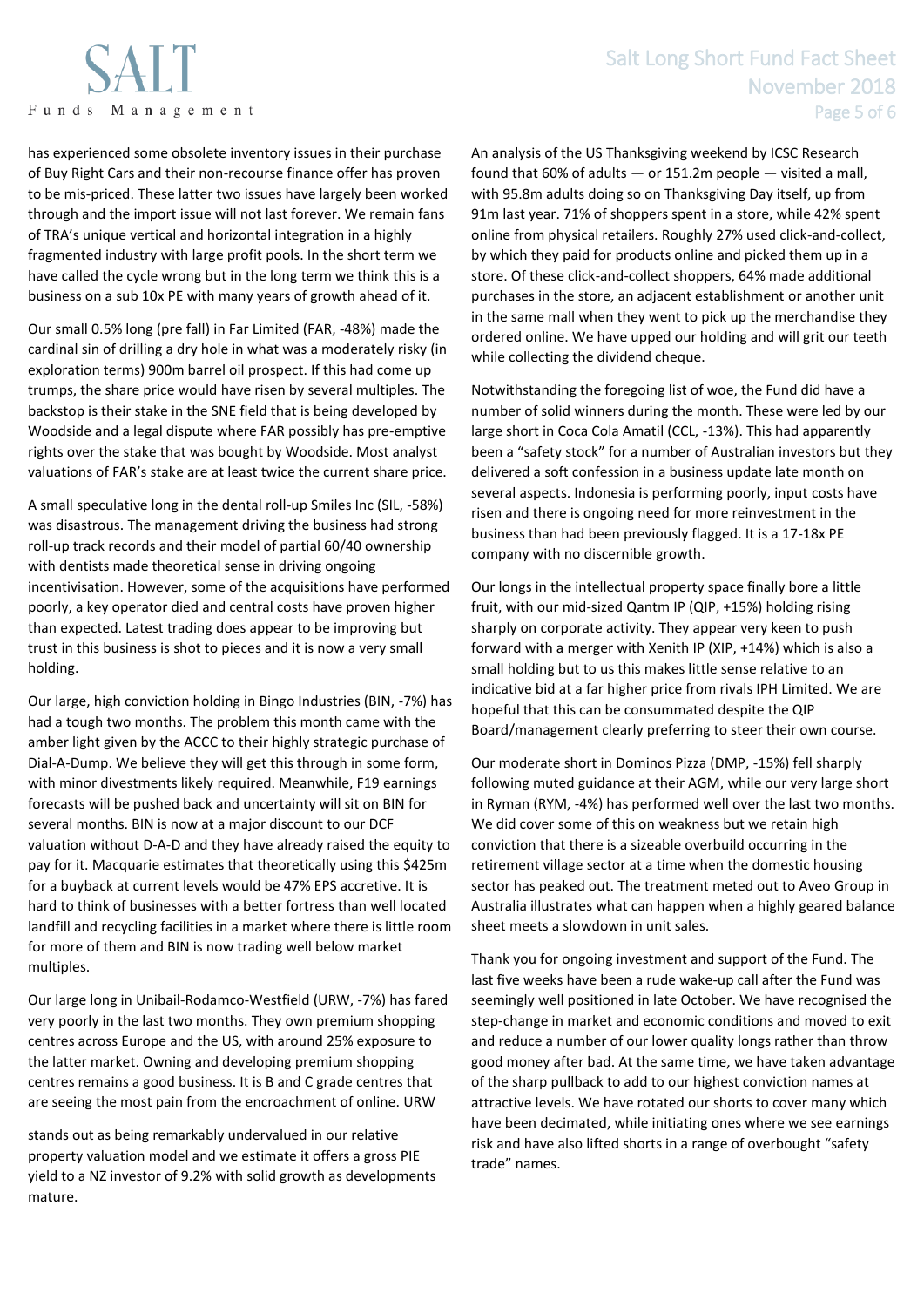has experienced some obsolete inventory issues in their purchase of Buy Right Cars and their non-recourse finance offer has proven to be mis-priced. These latter two issues have largely been worked through and the import issue will not last forever. We remain fans of TRA's unique vertical and horizontal integration in a highly fragmented industry with large profit pools. In the short term we have called the cycle wrong but in the long term we think this is a business on a sub 10x PE with many years of growth ahead of it.

Our small 0.5% long (pre fall) in Far Limited (FAR, -48%) made the cardinal sin of drilling a dry hole in what was a moderately risky (in exploration terms) 900m barrel oil prospect. If this had come up trumps, the share price would have risen by several multiples. The backstop is their stake in the SNE field that is being developed by Woodside and a legal dispute where FAR possibly has pre-emptive rights over the stake that was bought by Woodside. Most analyst valuations of FAR's stake are at least twice the current share price.

A small speculative long in the dental roll-up Smiles Inc (SIL, -58%) was disastrous. The management driving the business had strong roll-up track records and their model of partial 60/40 ownership with dentists made theoretical sense in driving ongoing incentivisation. However, some of the acquisitions have performed poorly, a key operator died and central costs have proven higher than expected. Latest trading does appear to be improving but trust in this business is shot to pieces and it is now a very small holding.

Our large, high conviction holding in Bingo Industries (BIN, -7%) has had a tough two months. The problem this month came with the amber light given by the ACCC to their highly strategic purchase of Dial-A-Dump. We believe they will get this through in some form, with minor divestments likely required. Meanwhile, F19 earnings forecasts will be pushed back and uncertainty will sit on BIN for several months. BIN is now at a major discount to our DCF valuation without D-A-D and they have already raised the equity to pay for it. Macquarie estimates that theoretically using this $425m for a buyback at current levels would be 47% EPS accretive. It is hard to think of businesses with a better fortress than well located landfill and recycling facilities in a market where there is little room for more of them and BIN is now trading well below market multiples.

Our large long in Unibail-Rodamco-Westfield (URW, -7%) has fared very poorly in the last two months. They own premium shopping centres across Europe and the US, with around 25% exposure to the latter market. Owning and developing premium shopping centres remains a good business. It is B and C grade centres that are seeing the most pain from the encroachment of online. URW stands out as being remarkably undervalued in our relative property valuation model and we estimate it offers a gross PIE yield to a NZ investor of 9.2% with solid growth as developments mature.

An analysis of the US Thanksgiving weekend by ICSC Research found that 60% of adults — or 151.2m people — visited a mall, with 95.8m adults doing so on Thanksgiving Day itself, up from 91m last year. 71% of shoppers spent in a store, while 42% spent online from physical retailers. Roughly 27% used click-and-collect, by which they paid for products online and picked them up in a store. Of these click-and-collect shoppers, 64% made additional purchases in the store, an adjacent establishment or another unit in the same mall when they went to pick up the merchandise they ordered online. We have upped our holding and will grit our teeth while collecting the dividend cheque.

Notwithstanding the foregoing list of woe, the Fund did have a number of solid winners during the month. These were led by our large short in Coca Cola Amatil (CCL, -13%). This had apparently been a "safety stock" for a number of Australian investors but they delivered a soft confession in a business update late month on several aspects. Indonesia is performing poorly, input costs have risen and there is ongoing need for more reinvestment in the business than had been previously flagged. It is a 17-18x PE company with no discernible growth.

Our longs in the intellectual property space finally bore a little fruit, with our mid-sized Qantm IP (QIP, +15%) holding rising sharply on corporate activity. They appear very keen to push forward with a merger with Xenith IP (XIP, +14%) which is also a small holding but to us this makes little sense relative to an indicative bid at a far higher price from rivals IPH Limited. We are hopeful that this can be consummated despite the QIP Board/management clearly preferring to steer their own course.

Our moderate short in Dominos Pizza (DMP, -15%) fell sharply following muted guidance at their AGM, while our very large short in Ryman (RYM, -4%) has performed well over the last two months. We did cover some of this on weakness but we retain high conviction that there is a sizeable overbuild occurring in the retirement village sector at a time when the domestic housing sector has peaked out. The treatment meted out to Aveo Group in Australia illustrates what can happen when a highly geared balance sheet meets a slowdown in unit sales.

Thank you for ongoing investment and support of the Fund. The last five weeks have been a rude wake-up call after the Fund was seemingly well positioned in late October. We have recognised the step-change in market and economic conditions and moved to exit and reduce a number of our lower quality longs rather than throw good money after bad. At the same time, we have taken advantage of the sharp pullback to add to our highest conviction names at attractive levels. We have rotated our shorts to cover many which have been decimated, while initiating ones where we see earnings risk and have also lifted shorts in a range of overbought "safety trade" names.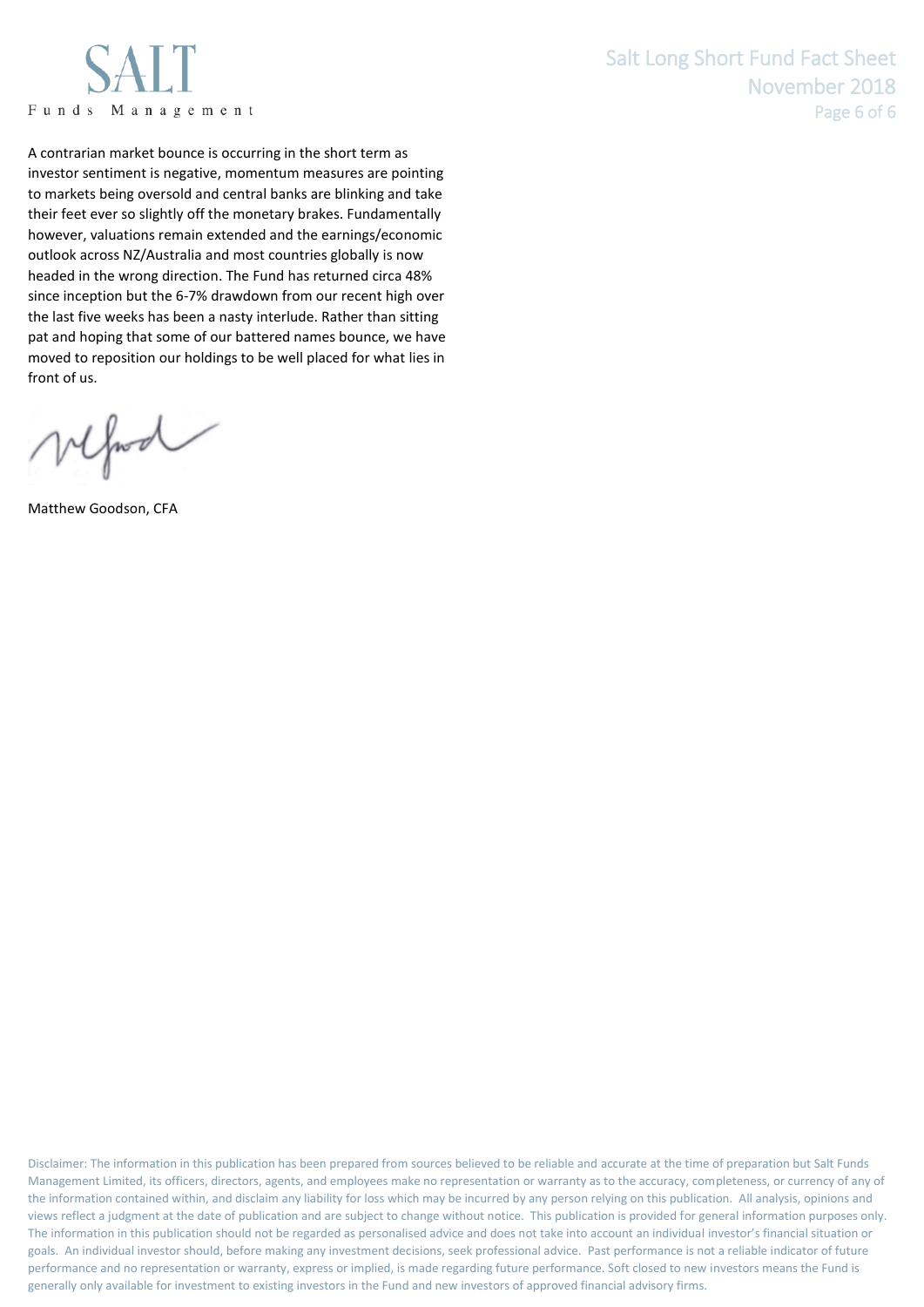A contrarian market bounce is occurring in the short term as investor sentiment is negative, momentum measures are pointing to markets being oversold and central banks are blinking and take their feet ever so slightly off the monetary brakes. Fundamentally however, valuations remain extended and the earnings/economic outlook across NZ/Australia and most countries globally is now headed in the wrong direction. The Fund has returned circa 48% since inception but the 6-7% drawdown from our recent high over the last five weeks has been a nasty interlude. Rather than sitting pat and hoping that some of our battered names bounce, we have moved to reposition our holdings to be well placed for what lies in front of us.

Matthew Goodson, CFA

Disclaimer: The information in this publication has been prepared from sources believed to be reliable and accurate at the time of preparation but Salt Funds Management Limited, its officers, directors, agents, and employees make no representation or warranty as to the accuracy, completeness, or currency of any of the information contained within, and disclaim any liability for loss which may be incurred by any person relying on this publication. All analysis, opinions and views reflect a judgment at the date of publication and are subject to change without notice. This publication is provided for general information purposes only. The information in this publication should not be regarded as personalised advice and does not take into account an individual investor's financial situation or goals. An individual investor should, before making any investment decisions, seek professional advice. Past performance is not a reliable indicator of future performance and no representation or warranty, express or implied, is made regarding future performance. Soft closed to new investors means the Fund is generally only available for investment to existing investors in the Fund and new investors of approved financial advisory firms.